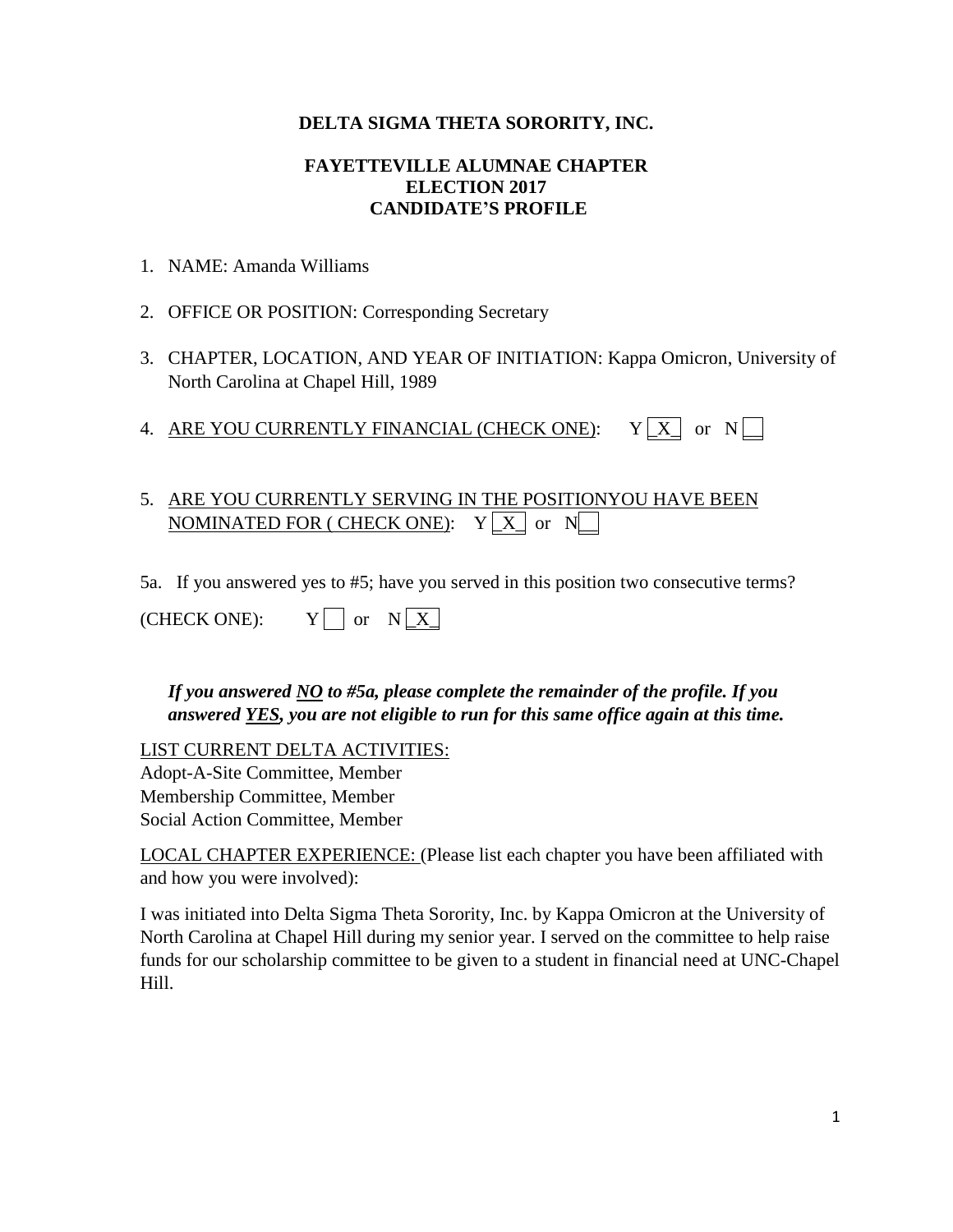**DELTA SIGMA THETA SORORITY, INC.**

**FAYETTEVILLE ALUMNAE CHAPTER**
**ELECTION 2017**
**CANDIDATE'S PROFILE**

1. NAME: Amanda Williams

2. OFFICE OR POSITION: Corresponding Secretary

3. CHAPTER, LOCATION, AND YEAR OF INITIATION: Kappa Omicron, University of North Carolina at Chapel Hill, 1989

4. <u>ARE YOU CURRENTLY FINANCIAL (CHECK ONE)</u>: Y [_X_] or N [__]

5. <u>ARE YOU CURRENTLY SERVING IN THE POSITIONYOU HAVE BEEN NOMINATED FOR ( CHECK ONE)</u>: Y [_X_] or N [__]

5a. If you answered yes to #5; have you served in this position two consecutive terms?

(CHECK ONE): Y [ ] or N [_X_]

***If you answered <u>NO</u> to #5a, please complete the remainder of the profile. If you answered <u>YES</u>, you are not eligible to run for this same office again at this time.***

<u>LIST CURRENT DELTA ACTIVITIES:</u>
Adopt-A-Site Committee, Member
Membership Committee, Member
Social Action Committee, Member

<u>LOCAL CHAPTER EXPERIENCE:</u> (Please list each chapter you have been affiliated with and how you were involved):

I was initiated into Delta Sigma Theta Sorority, Inc. by Kappa Omicron at the University of North Carolina at Chapel Hill during my senior year. I served on the committee to help raise funds for our scholarship committee to be given to a student in financial need at UNC-Chapel Hill.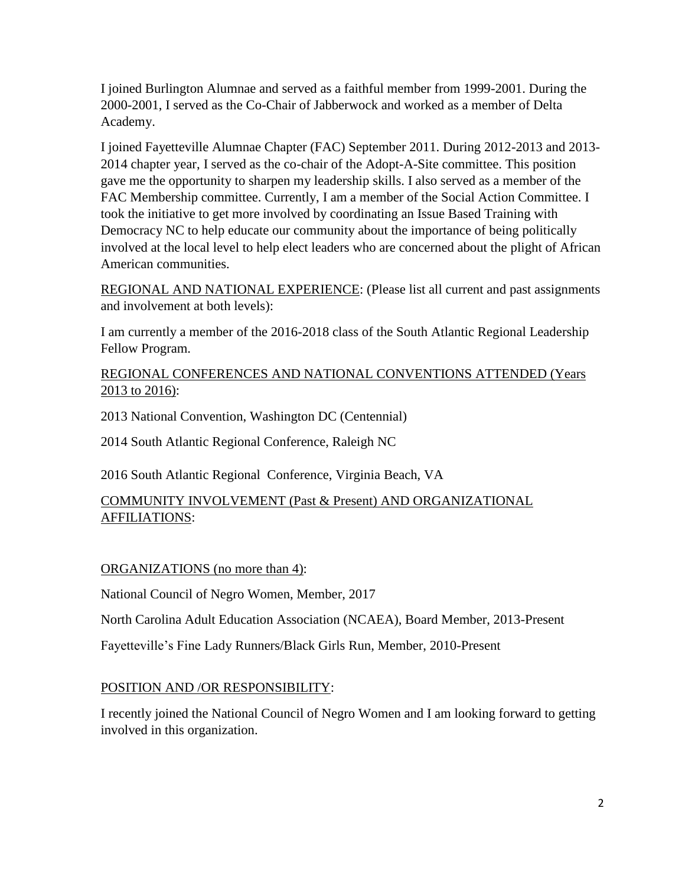I joined Burlington Alumnae and served as a faithful member from 1999-2001. During the 2000-2001, I served as the Co-Chair of Jabberwock and worked as a member of Delta Academy.

I joined Fayetteville Alumnae Chapter (FAC) September 2011. During 2012-2013 and 2013-2014 chapter year, I served as the co-chair of the Adopt-A-Site committee. This position gave me the opportunity to sharpen my leadership skills. I also served as a member of the FAC Membership committee. Currently, I am a member of the Social Action Committee. I took the initiative to get more involved by coordinating an Issue Based Training with Democracy NC to help educate our community about the importance of being politically involved at the local level to help elect leaders who are concerned about the plight of African American communities.

<u>REGIONAL AND NATIONAL EXPERIENCE</u>: (Please list all current and past assignments and involvement at both levels):

I am currently a member of the 2016-2018 class of the South Atlantic Regional Leadership Fellow Program.

<u>REGIONAL CONFERENCES AND NATIONAL CONVENTIONS ATTENDED (Years 2013 to 2016)</u>:

2013 National Convention, Washington DC (Centennial)

2014 South Atlantic Regional Conference, Raleigh NC

2016 South Atlantic Regional Conference, Virginia Beach, VA

<u>COMMUNITY INVOLVEMENT (Past & Present) AND ORGANIZATIONAL AFFILIATIONS</u>:

<u>ORGANIZATIONS (no more than 4)</u>:

National Council of Negro Women, Member, 2017

North Carolina Adult Education Association (NCAEA), Board Member, 2013-Present

Fayetteville's Fine Lady Runners/Black Girls Run, Member, 2010-Present

<u>POSITION AND /OR RESPONSIBILITY</u>:

I recently joined the National Council of Negro Women and I am looking forward to getting involved in this organization.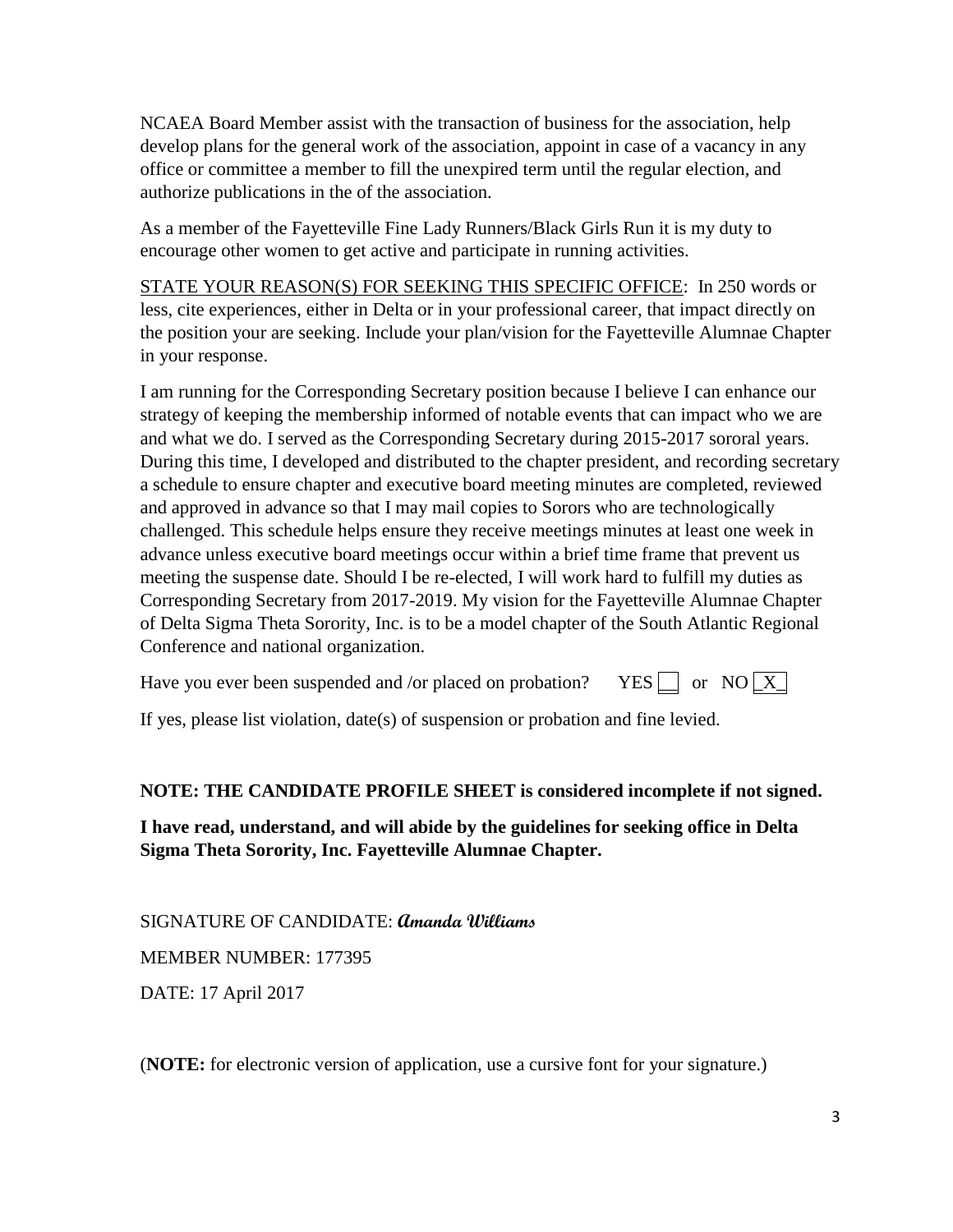NCAEA Board Member assist with the transaction of business for the association, help develop plans for the general work of the association, appoint in case of a vacancy in any office or committee a member to fill the unexpired term until the regular election, and authorize publications in the of the association.

As a member of the Fayetteville Fine Lady Runners/Black Girls Run it is my duty to encourage other women to get active and participate in running activities.

<u>STATE YOUR REASON(S) FOR SEEKING THIS SPECIFIC OFFICE</u>: In 250 words or less, cite experiences, either in Delta or in your professional career, that impact directly on the position your are seeking. Include your plan/vision for the Fayetteville Alumnae Chapter in your response.

I am running for the Corresponding Secretary position because I believe I can enhance our strategy of keeping the membership informed of notable events that can impact who we are and what we do. I served as the Corresponding Secretary during 2015-2017 sororal years. During this time, I developed and distributed to the chapter president, and recording secretary a schedule to ensure chapter and executive board meeting minutes are completed, reviewed and approved in advance so that I may mail copies to Sorors who are technologically challenged. This schedule helps ensure they receive meetings minutes at least one week in advance unless executive board meetings occur within a brief time frame that prevent us meeting the suspense date. Should I be re-elected, I will work hard to fulfill my duties as Corresponding Secretary from 2017-2019. My vision for the Fayetteville Alumnae Chapter of Delta Sigma Theta Sorority, Inc. is to be a model chapter of the South Atlantic Regional Conference and national organization.

Have you ever been suspended and /or placed on probation? YES [ ] or NO [X]

If yes, please list violation, date(s) of suspension or probation and fine levied.

**NOTE: THE CANDIDATE PROFILE SHEET is considered incomplete if not signed.**

**I have read, understand, and will abide by the guidelines for seeking office in Delta Sigma Theta Sorority, Inc. Fayetteville Alumnae Chapter.**

SIGNATURE OF CANDIDATE: *Amanda Williams*

MEMBER NUMBER: 177395

DATE: 17 April 2017

(**NOTE:** for electronic version of application, use a cursive font for your signature.)